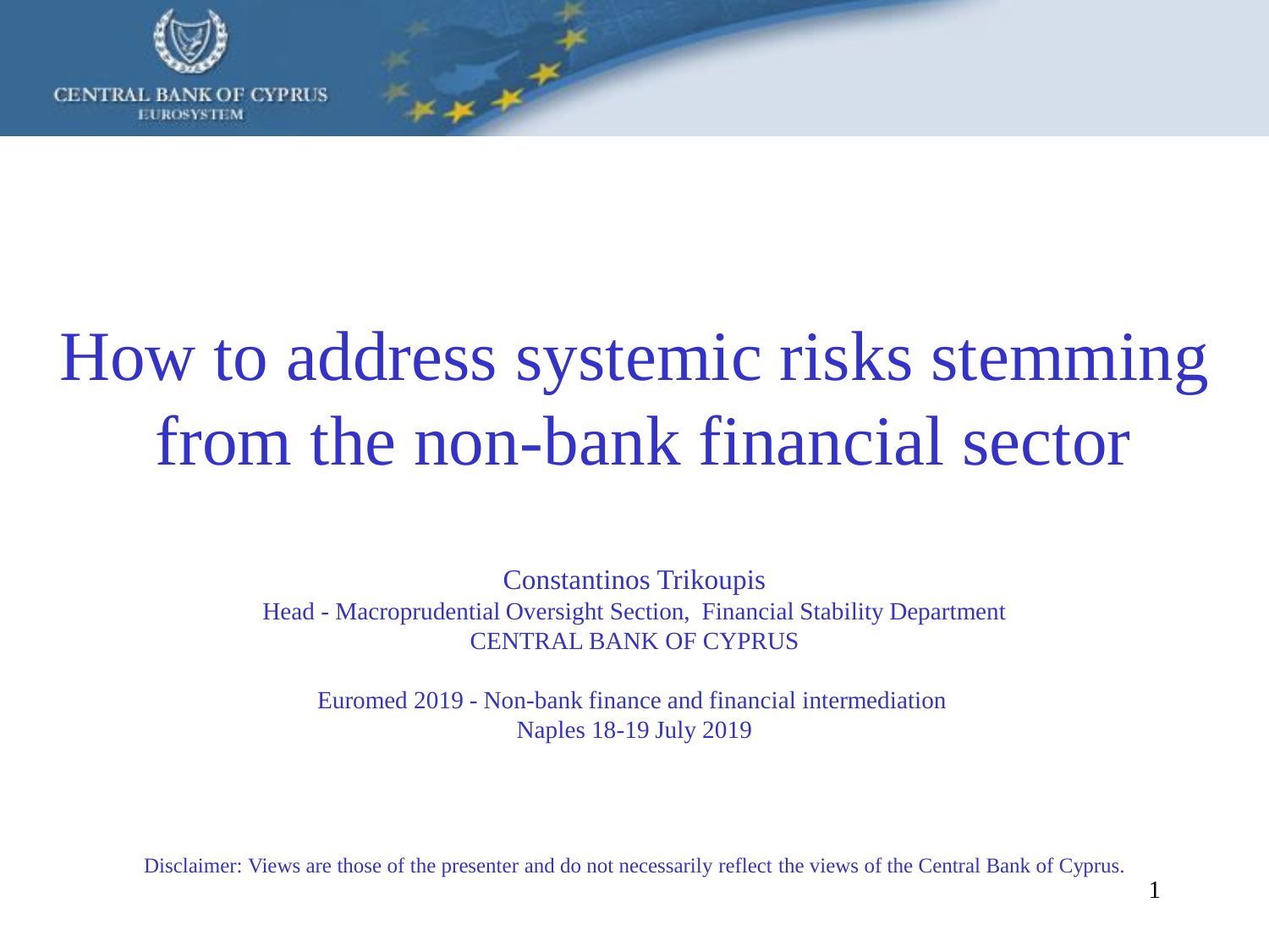CENTRAL BANK OF CYPRUS
EUROSYSTEM

# How to address systemic risks stemming from the non-bank financial sector

Constantinos Trikoupis
Head - Macroprudential Oversight Section, Financial Stability Department
CENTRAL BANK OF CYPRUS

Euromed 2019 - Non-bank finance and financial intermediation
Naples 18-19 July 2019

Disclaimer: Views are those of the presenter and do not necessarily reflect the views of the Central Bank of Cyprus.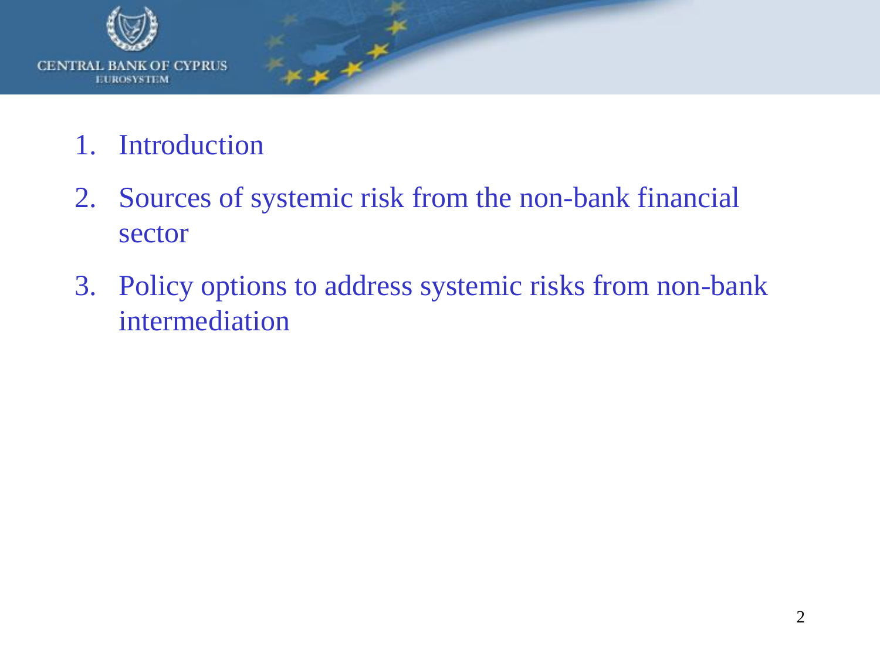1. Introduction
2. Sources of systemic risk from the non-bank financial sector
3. Policy options to address systemic risks from non-bank intermediation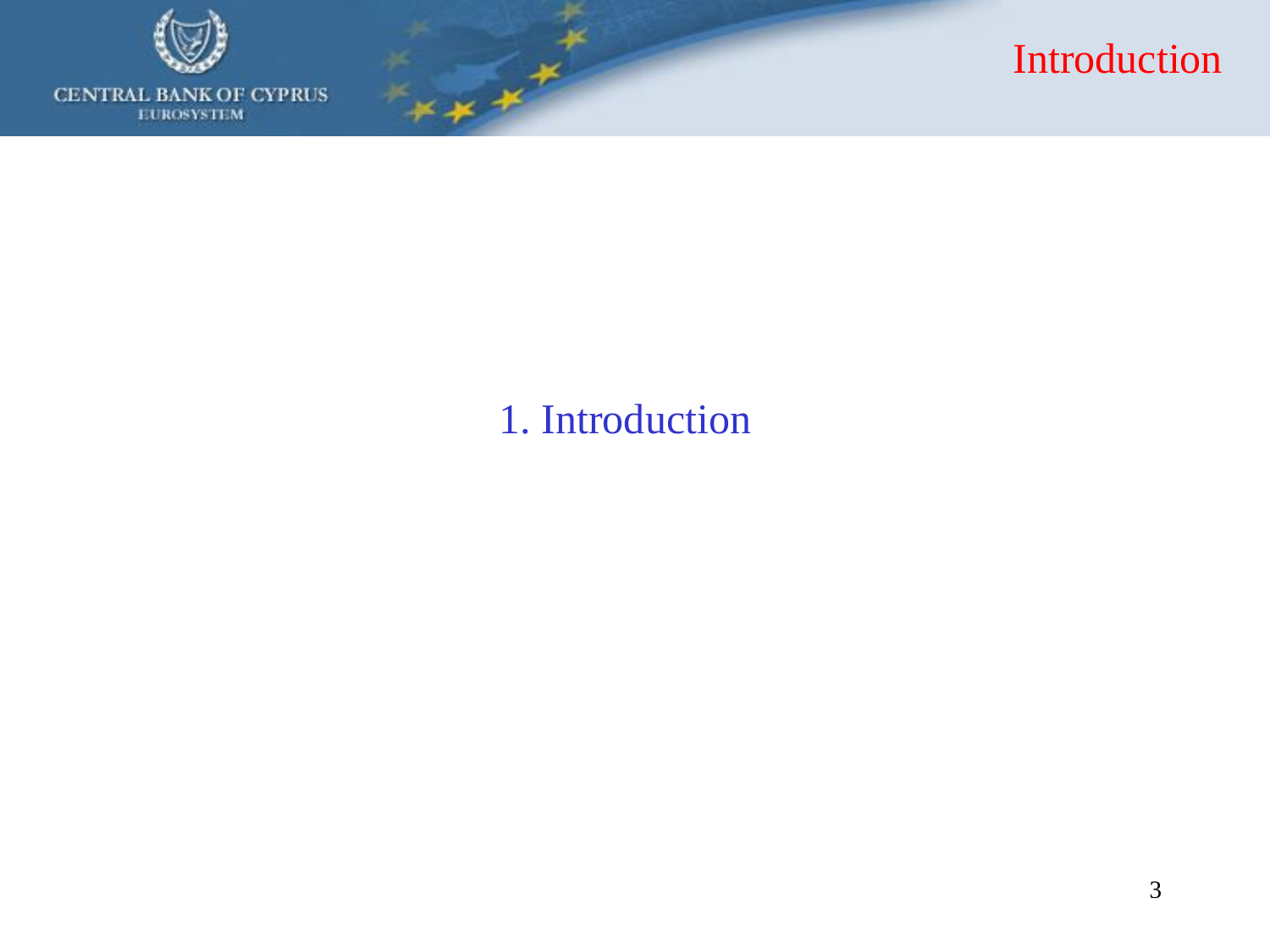# 1. Introduction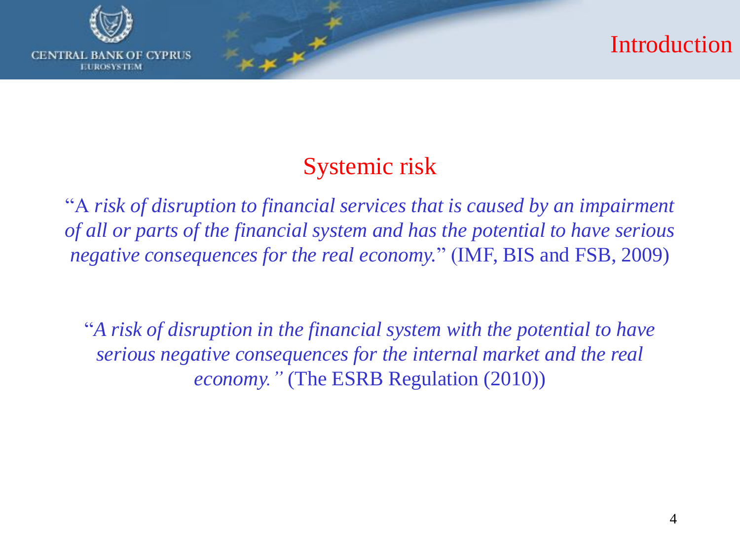## Introduction

### Systemic risk

"A *risk of disruption to financial services that is caused by an impairment of all or parts of the financial system and has the potential to have serious negative consequences for the real economy.*" (IMF, BIS and FSB, 2009)

"*A risk of disruption in the financial system with the potential to have serious negative consequences for the internal market and the real economy."* (The ESRB Regulation (2010))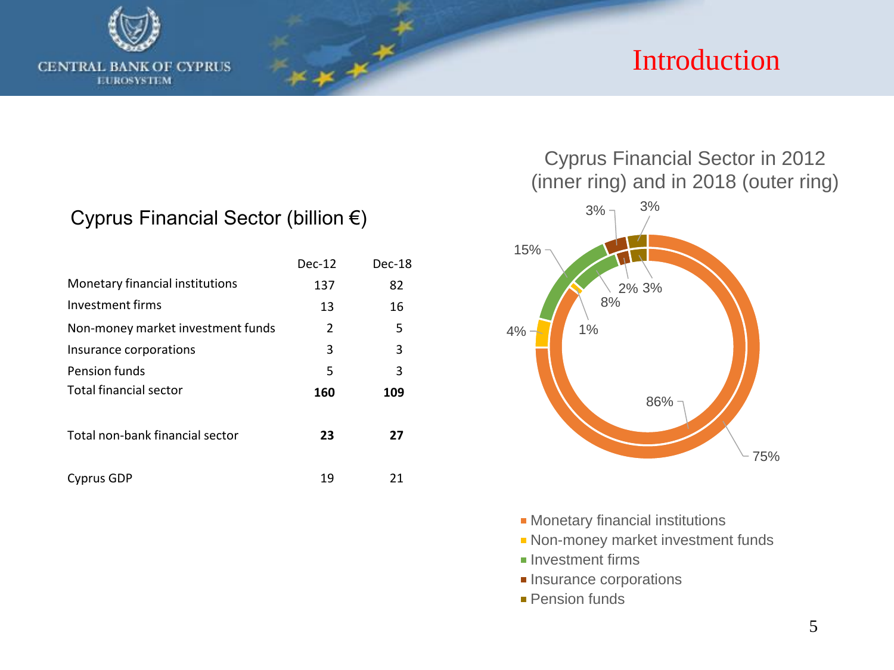# Introduction

## Cyprus Financial Sector (billion €)

| | Dec-12 | Dec-18 |
|---|---|---|
| Monetary financial institutions | 137 | 82 |
| Investment firms | 13 | 16 |
| Non-money market investment funds | 2 | 5 |
| Insurance corporations | 3 | 3 |
| Pension funds | 5 | 3 |
| Total financial sector | **160** | **109** |
| Total non-bank financial sector | **23** | **27** |
| Cyprus GDP | 19 | 21 |

## Cyprus Financial Sector in 2012 (inner ring) and in 2018 (outer ring)

| | 2012 (inner ring) | 2018 (outer ring) |
|---|---|---|
| Monetary financial institutions | 86% | 75% |
| Non-money market investment funds | 1% | 4% |
| Investment firms | 8% | 15% |
| Insurance corporations | 2% | 3% |
| Pension funds | 3% | 3% |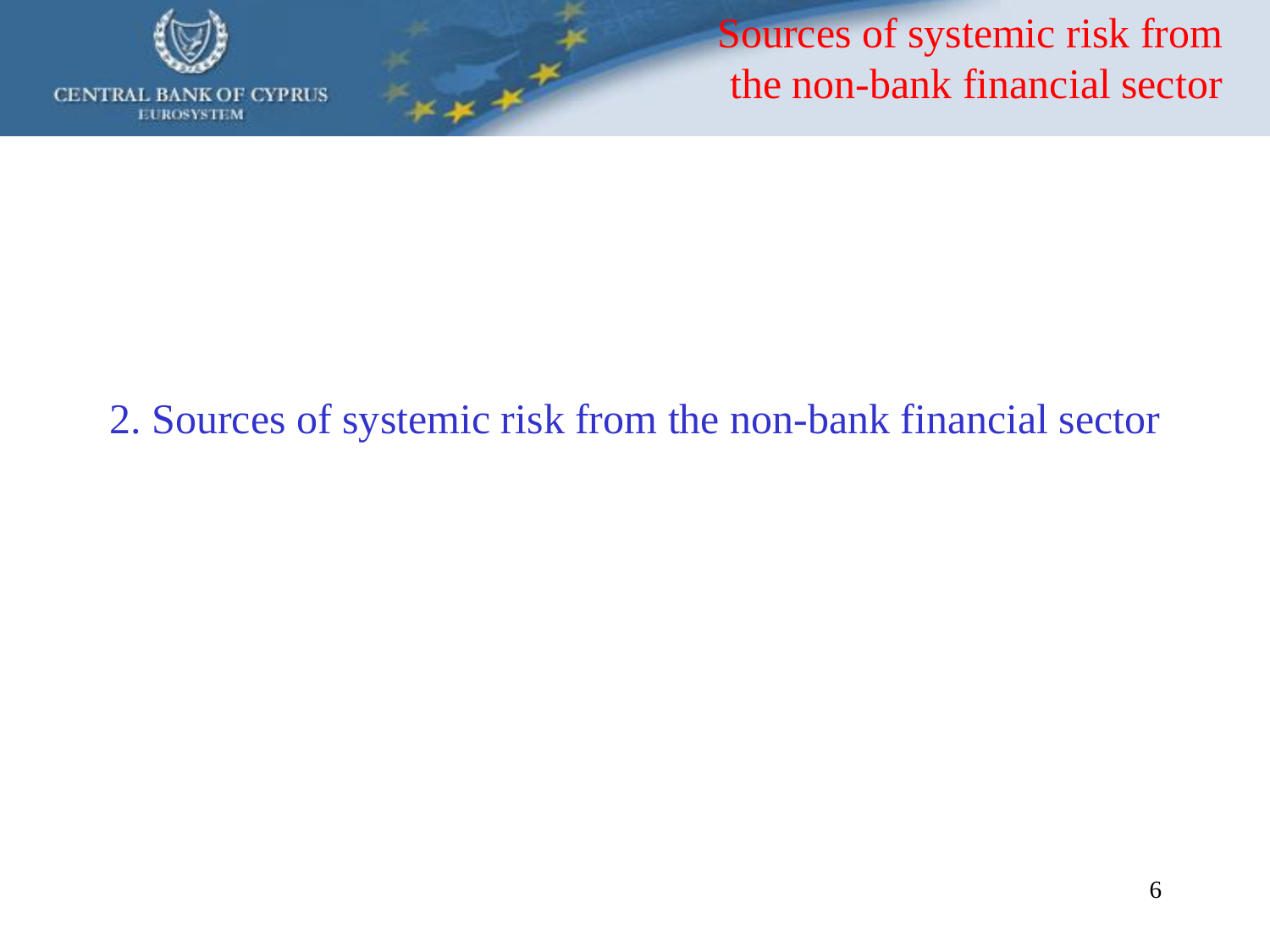## 2. Sources of systemic risk from the non-bank financial sector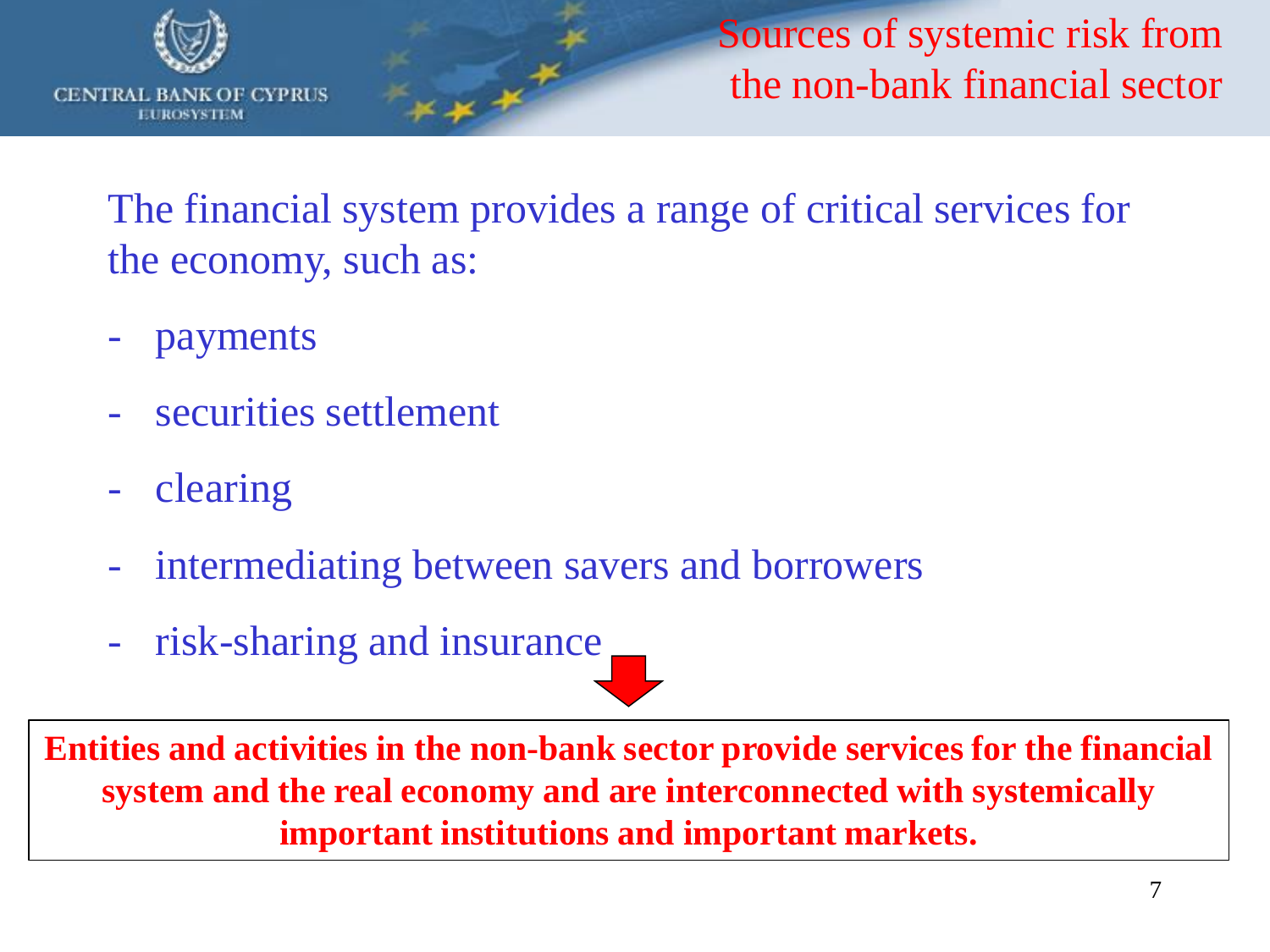# Sources of systemic risk from the non-bank financial sector

The financial system provides a range of critical services for the economy, such as:

- payments
- securities settlement
- clearing
- intermediating between savers and borrowers
- risk-sharing and insurance

**Entities and activities in the non-bank sector provide services for the financial system and the real economy and are interconnected with systemically important institutions and important markets.**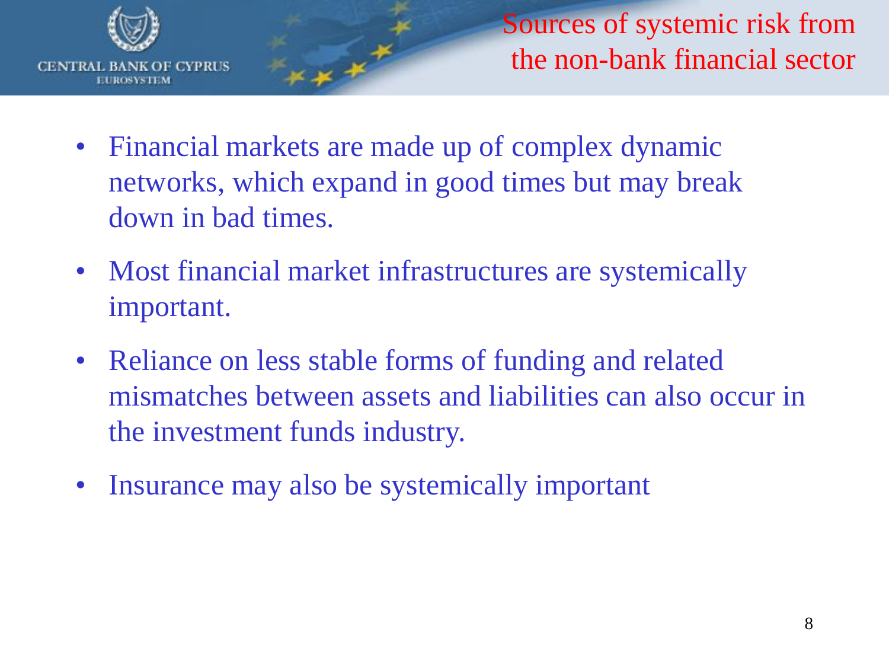# Sources of systemic risk from the non-bank financial sector

- Financial markets are made up of complex dynamic networks, which expand in good times but may break down in bad times.
- Most financial market infrastructures are systemically important.
- Reliance on less stable forms of funding and related mismatches between assets and liabilities can also occur in the investment funds industry.
- Insurance may also be systemically important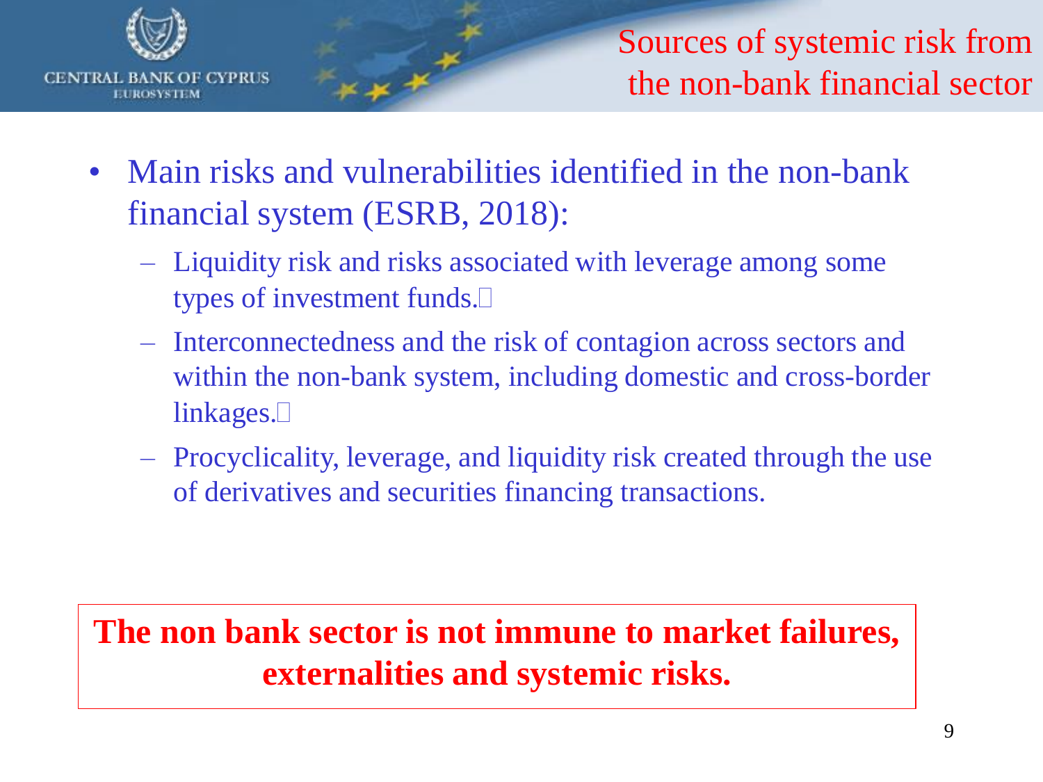# Sources of systemic risk from the non-bank financial sector

- Main risks and vulnerabilities identified in the non-bank financial system (ESRB, 2018):
  - Liquidity risk and risks associated with leverage among some types of investment funds.
  - Interconnectedness and the risk of contagion across sectors and within the non-bank system, including domestic and cross-border linkages.
  - Procyclicality, leverage, and liquidity risk created through the use of derivatives and securities financing transactions.

**The non bank sector is not immune to market failures, externalities and systemic risks.**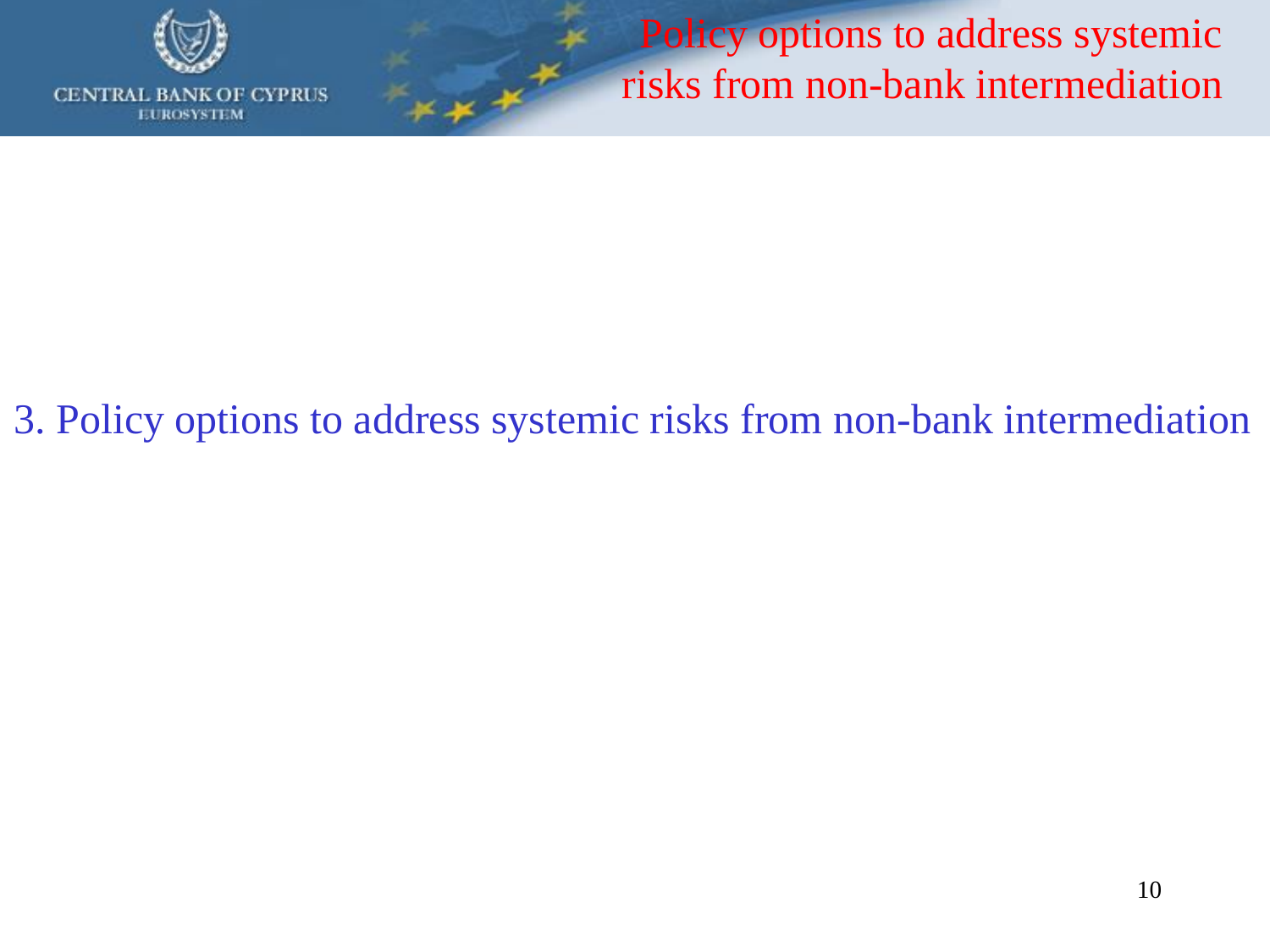# 3. Policy options to address systemic risks from non-bank intermediation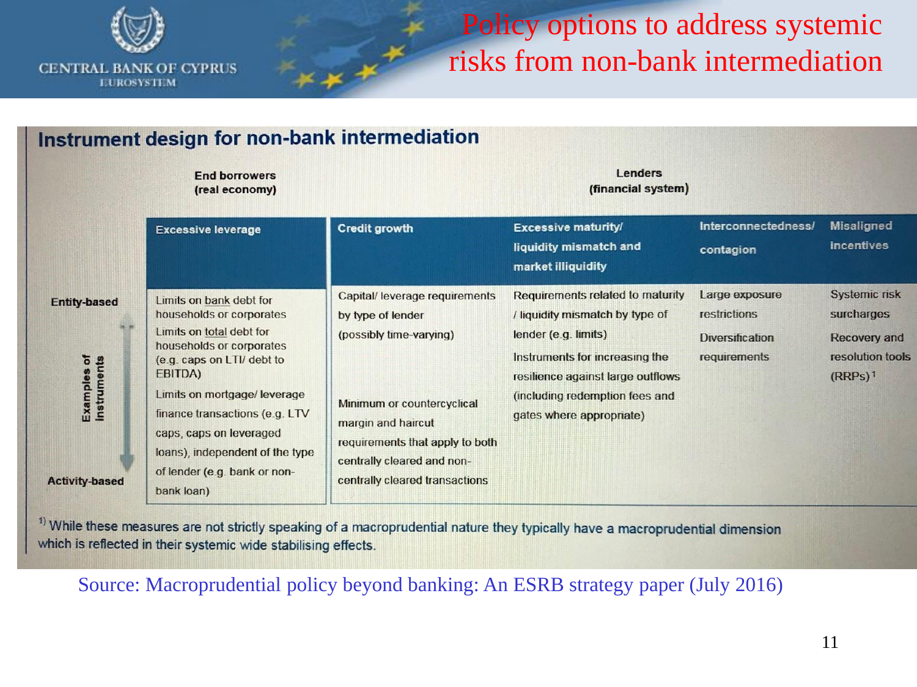# Policy options to address systemic risks from non-bank intermediation

## Instrument design for non-bank intermediation

| | End borrowers (real economy) | Lenders (financial system) | | | |
|---|---|---|---|---|---|
| | **Excessive leverage** | **Credit growth** | **Excessive maturity/ liquidity mismatch and market illiquidity** | **Interconnectedness/ contagion** | **Misaligned incentives** |
| **Entity-based** | Limits on bank debt for households or corporates<br>Limits on total debt for households or corporates (e.g. caps on LTI/ debt to EBITDA) | Capital/ leverage requirements by type of lender (possibly time-varying) | Requirements related to maturity / liquidity mismatch by type of lender (e.g. limits)<br>Instruments for increasing the resilience against large outflows (including redemption fees and gates where appropriate) | Large exposure restrictions<br>Diversification requirements | Systemic risk surcharges<br>Recovery and resolution tools (RRPs)[1] |
| **Activity-based** | Limits on mortgage/ leverage finance transactions (e.g. LTV caps, caps on leveraged loans), independent of the type of lender (e.g. bank or non-bank loan) | Minimum or countercyclical margin and haircut requirements that apply to both centrally cleared and non-centrally cleared transactions | | | |

Examples of instruments

[1] While these measures are not strictly speaking of a macroprudential nature they typically have a macroprudential dimension which is reflected in their systemic wide stabilising effects.

Source: Macroprudential policy beyond banking: An ESRB strategy paper (July 2016)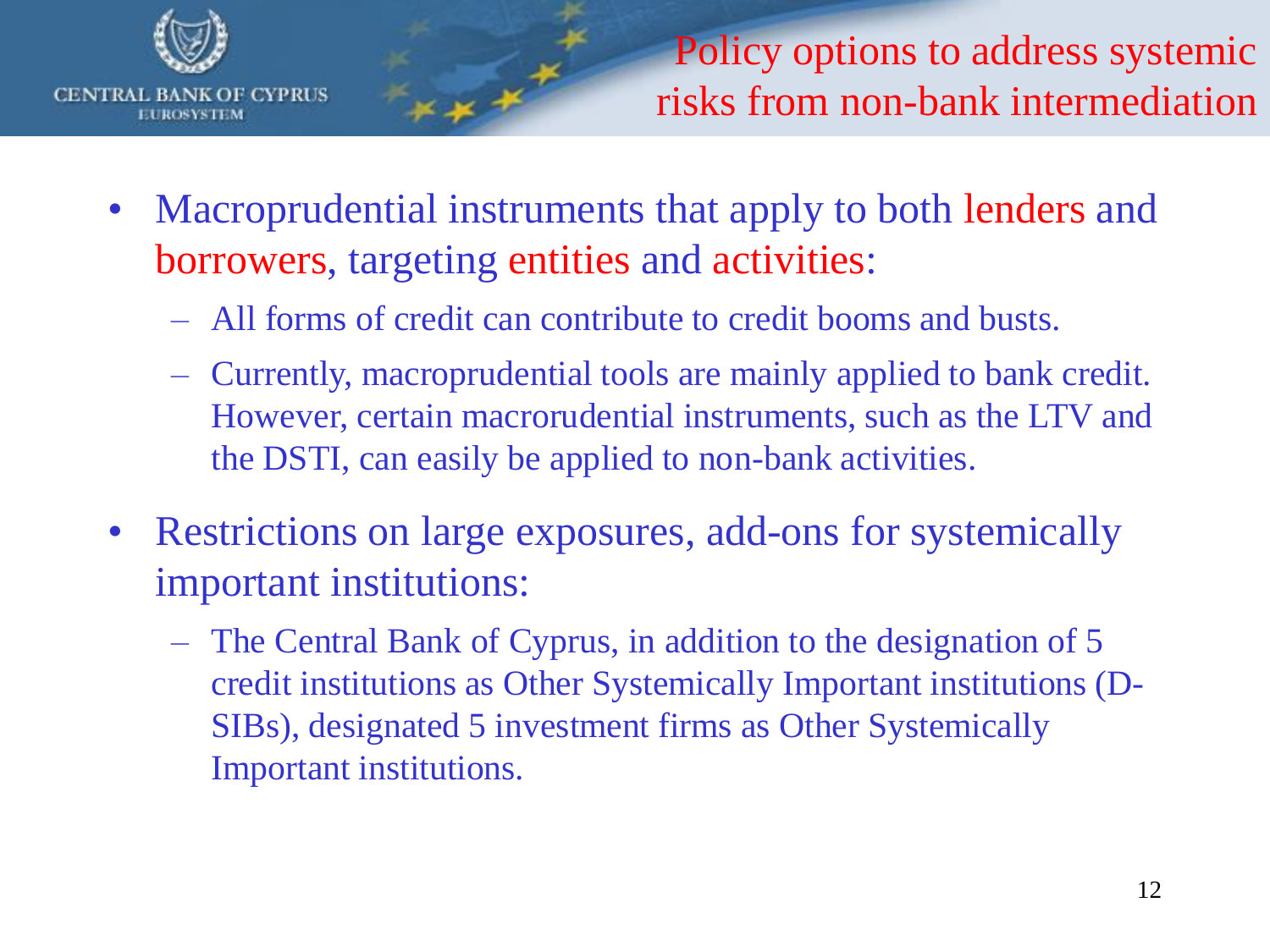# Policy options to address systemic risks from non-bank intermediation

- Macroprudential instruments that apply to both lenders and borrowers, targeting entities and activities:
  - All forms of credit can contribute to credit booms and busts.
  - Currently, macroprudential tools are mainly applied to bank credit. However, certain macrorudential instruments, such as the LTV and the DSTI, can easily be applied to non-bank activities.
- Restrictions on large exposures, add-ons for systemically important institutions:
  - The Central Bank of Cyprus, in addition to the designation of 5 credit institutions as Other Systemically Important institutions (D-SIBs), designated 5 investment firms as Other Systemically Important institutions.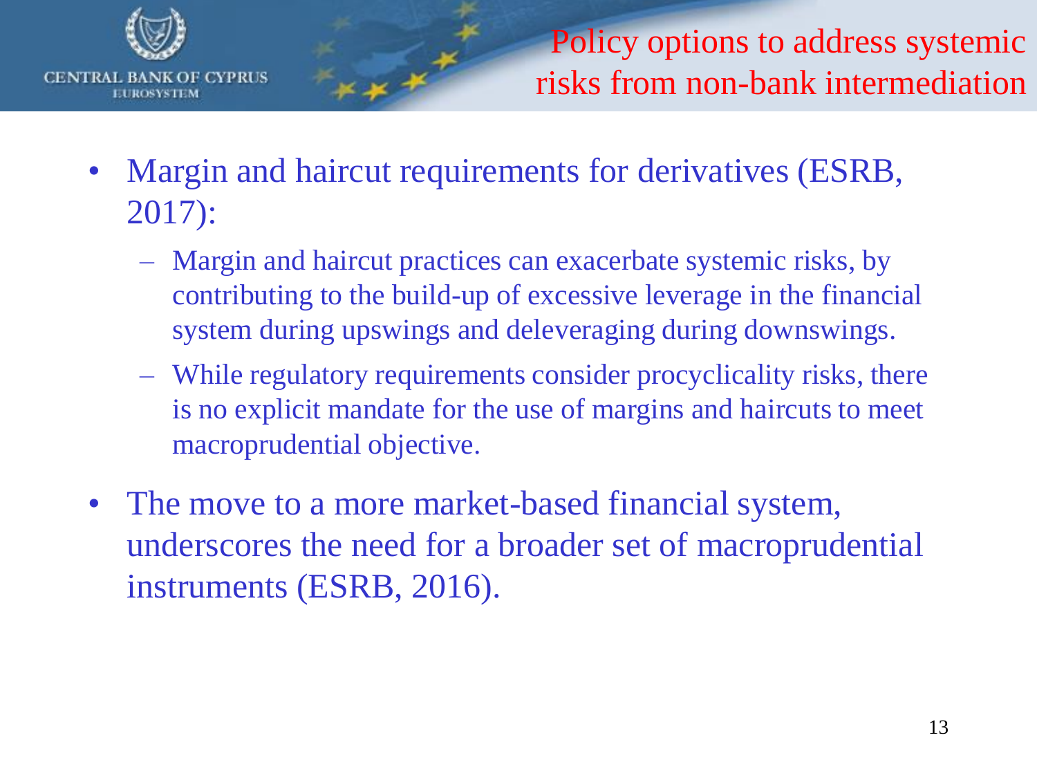## Policy options to address systemic risks from non-bank intermediation

- Margin and haircut requirements for derivatives (ESRB, 2017):
  - Margin and haircut practices can exacerbate systemic risks, by contributing to the build-up of excessive leverage in the financial system during upswings and deleveraging during downswings.
  - While regulatory requirements consider procyclicality risks, there is no explicit mandate for the use of margins and haircuts to meet macroprudential objective.
- The move to a more market-based financial system, underscores the need for a broader set of macroprudential instruments (ESRB, 2016).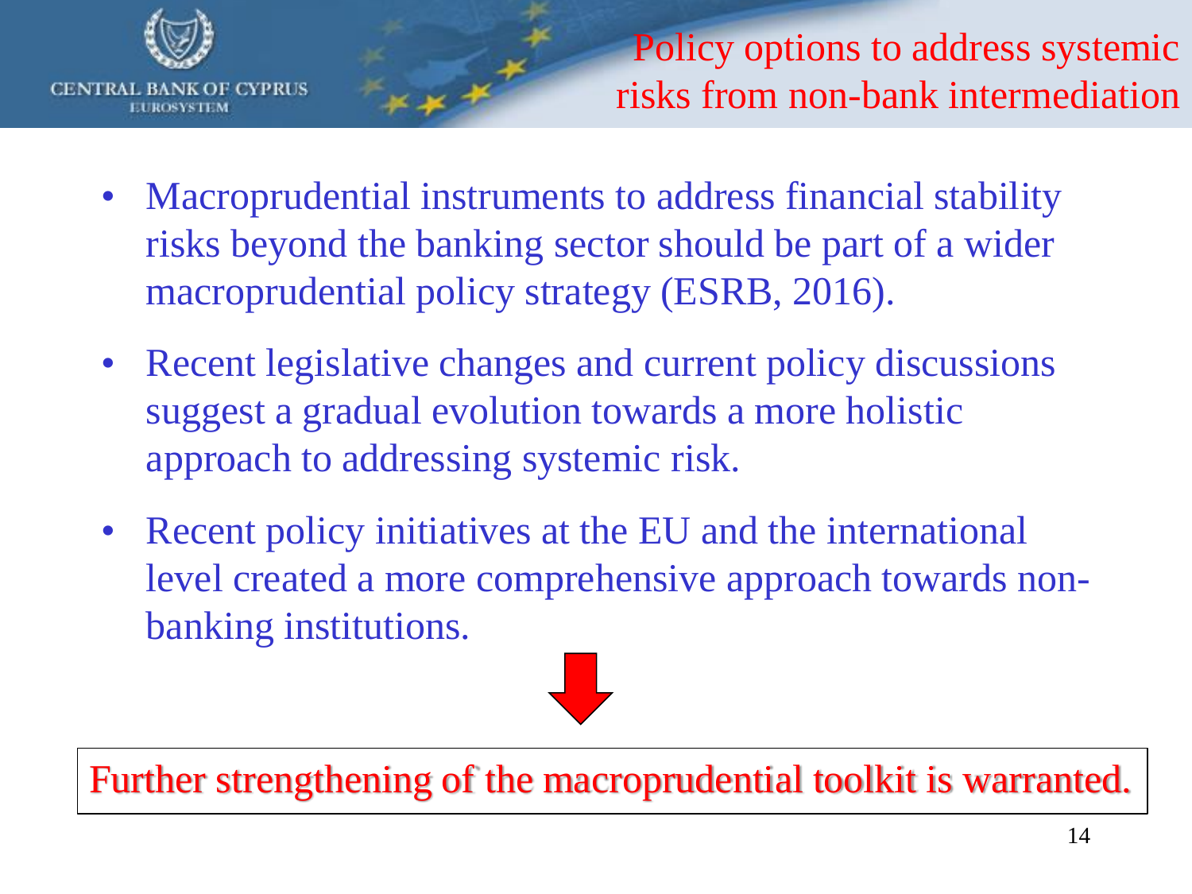## Policy options to address systemic risks from non-bank intermediation

- Macroprudential instruments to address financial stability risks beyond the banking sector should be part of a wider macroprudential policy strategy (ESRB, 2016).
- Recent legislative changes and current policy discussions suggest a gradual evolution towards a more holistic approach to addressing systemic risk.
- Recent policy initiatives at the EU and the international level created a more comprehensive approach towards non-banking institutions.

**Further strengthening of the macroprudential toolkit is warranted.**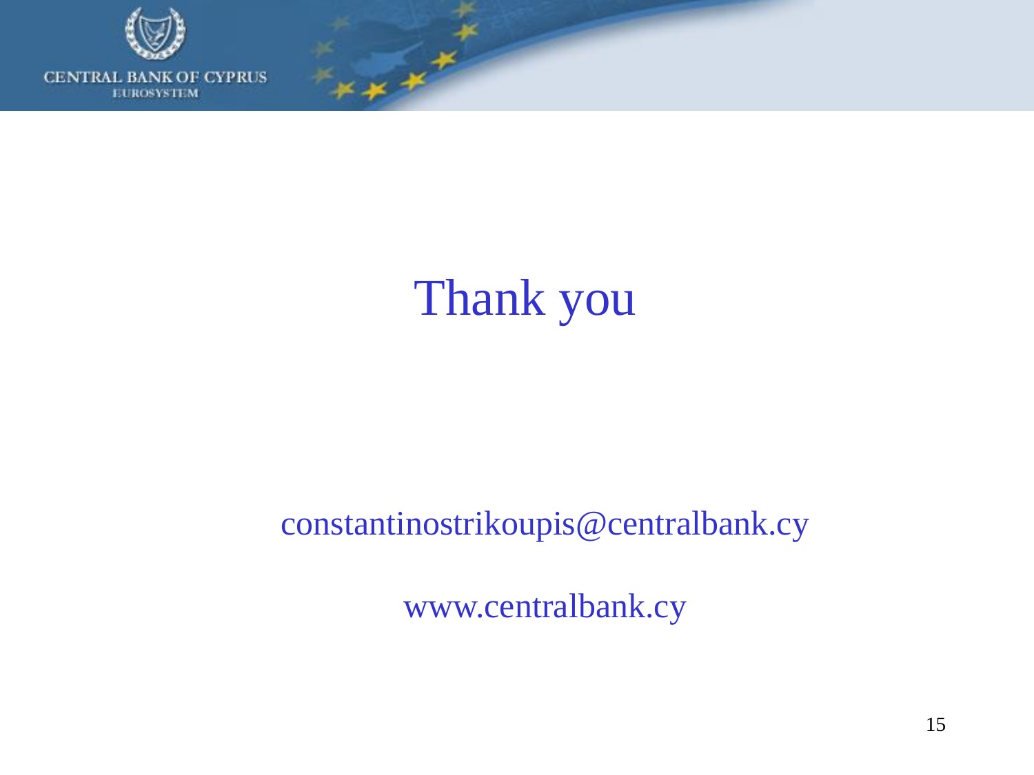# Thank you

constantinostrikoupis@centralbank.cy

www.centralbank.cy